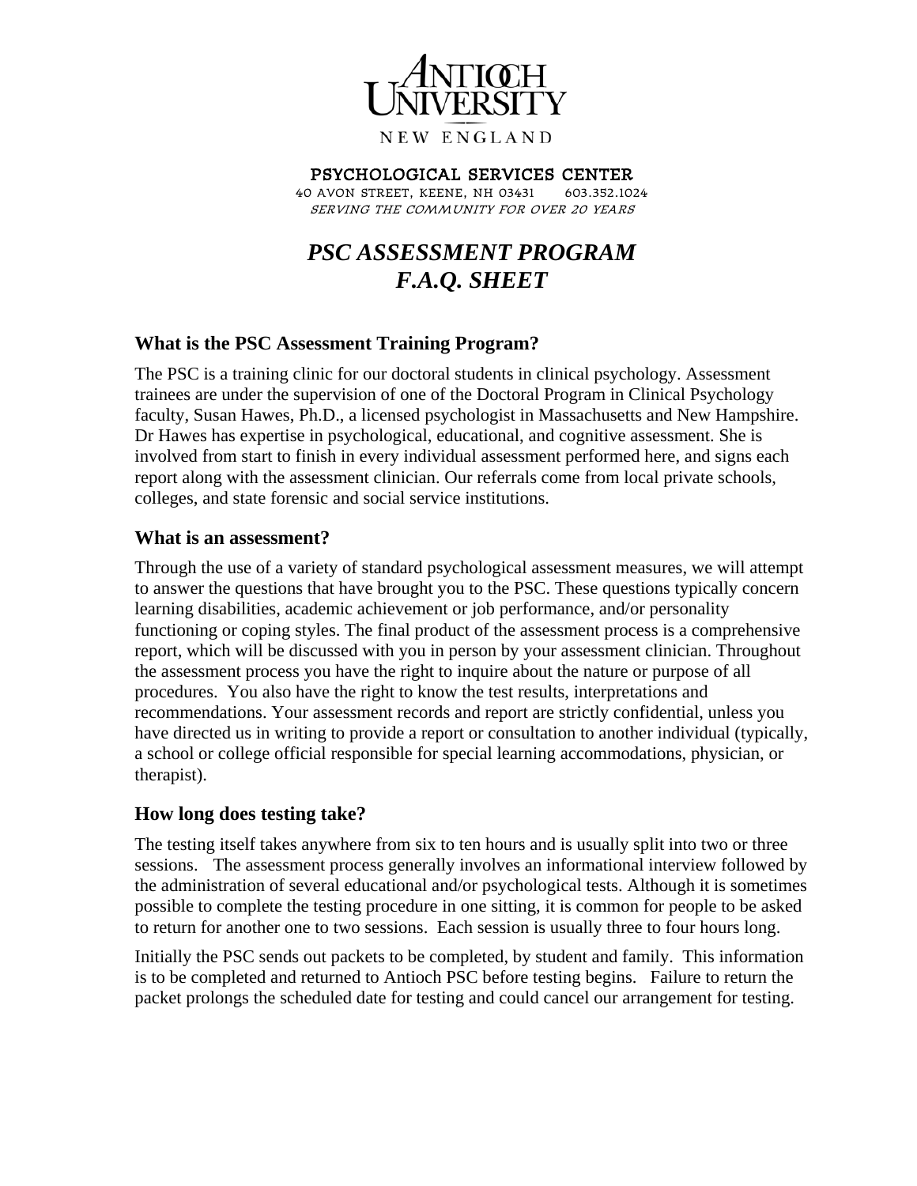ANTIOCH UNIVERSITY

NEW ENGLAND

**PSYCHOLOGICAL SERVICES CENTER**

40 AVON STREET, KEENE, NH 03431 603.352.1024

*SERVING THE COMMUNITY FOR OVER 20 YEARS*

# *PSC ASSESSMENT PROGRAM*
# *F.A.Q. SHEET*

### What is the PSC Assessment Training Program?

The PSC is a training clinic for our doctoral students in clinical psychology. Assessment trainees are under the supervision of one of the Doctoral Program in Clinical Psychology faculty, Susan Hawes, Ph.D., a licensed psychologist in Massachusetts and New Hampshire. Dr Hawes has expertise in psychological, educational, and cognitive assessment. She is involved from start to finish in every individual assessment performed here, and signs each report along with the assessment clinician. Our referrals come from local private schools, colleges, and state forensic and social service institutions.

### What is an assessment?

Through the use of a variety of standard psychological assessment measures, we will attempt to answer the questions that have brought you to the PSC. These questions typically concern learning disabilities, academic achievement or job performance, and/or personality functioning or coping styles. The final product of the assessment process is a comprehensive report, which will be discussed with you in person by your assessment clinician. Throughout the assessment process you have the right to inquire about the nature or purpose of all procedures. You also have the right to know the test results, interpretations and recommendations. Your assessment records and report are strictly confidential, unless you have directed us in writing to provide a report or consultation to another individual (typically, a school or college official responsible for special learning accommodations, physician, or therapist).

### How long does testing take?

The testing itself takes anywhere from six to ten hours and is usually split into two or three sessions. The assessment process generally involves an informational interview followed by the administration of several educational and/or psychological tests. Although it is sometimes possible to complete the testing procedure in one sitting, it is common for people to be asked to return for another one to two sessions. Each session is usually three to four hours long.

Initially the PSC sends out packets to be completed, by student and family. This information is to be completed and returned to Antioch PSC before testing begins. Failure to return the packet prolongs the scheduled date for testing and could cancel our arrangement for testing.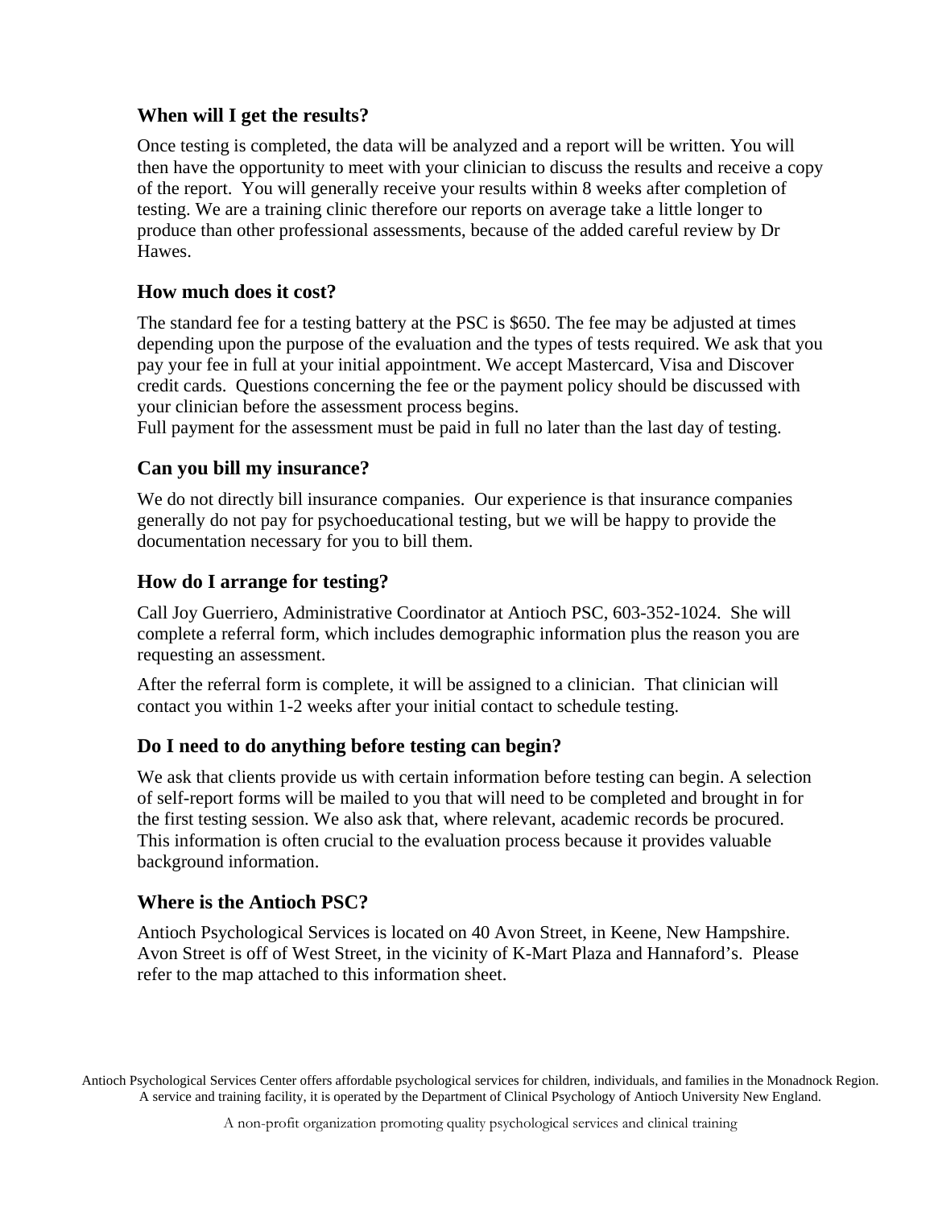### When will I get the results?

Once testing is completed, the data will be analyzed and a report will be written. You will then have the opportunity to meet with your clinician to discuss the results and receive a copy of the report. You will generally receive your results within 8 weeks after completion of testing. We are a training clinic therefore our reports on average take a little longer to produce than other professional assessments, because of the added careful review by Dr Hawes.

### How much does it cost?

The standard fee for a testing battery at the PSC is $650. The fee may be adjusted at times depending upon the purpose of the evaluation and the types of tests required. We ask that you pay your fee in full at your initial appointment. We accept Mastercard, Visa and Discover credit cards. Questions concerning the fee or the payment policy should be discussed with your clinician before the assessment process begins.
Full payment for the assessment must be paid in full no later than the last day of testing.

### Can you bill my insurance?

We do not directly bill insurance companies. Our experience is that insurance companies generally do not pay for psychoeducational testing, but we will be happy to provide the documentation necessary for you to bill them.

### How do I arrange for testing?

Call Joy Guerriero, Administrative Coordinator at Antioch PSC, 603-352-1024. She will complete a referral form, which includes demographic information plus the reason you are requesting an assessment.

After the referral form is complete, it will be assigned to a clinician. That clinician will contact you within 1-2 weeks after your initial contact to schedule testing.

### Do I need to do anything before testing can begin?

We ask that clients provide us with certain information before testing can begin. A selection of self-report forms will be mailed to you that will need to be completed and brought in for the first testing session. We also ask that, where relevant, academic records be procured. This information is often crucial to the evaluation process because it provides valuable background information.

### Where is the Antioch PSC?

Antioch Psychological Services is located on 40 Avon Street, in Keene, New Hampshire. Avon Street is off of West Street, in the vicinity of K-Mart Plaza and Hannaford's. Please refer to the map attached to this information sheet.

Antioch Psychological Services Center offers affordable psychological services for children, individuals, and families in the Monadnock Region. A service and training facility, it is operated by the Department of Clinical Psychology of Antioch University New England.

A non-profit organization promoting quality psychological services and clinical training